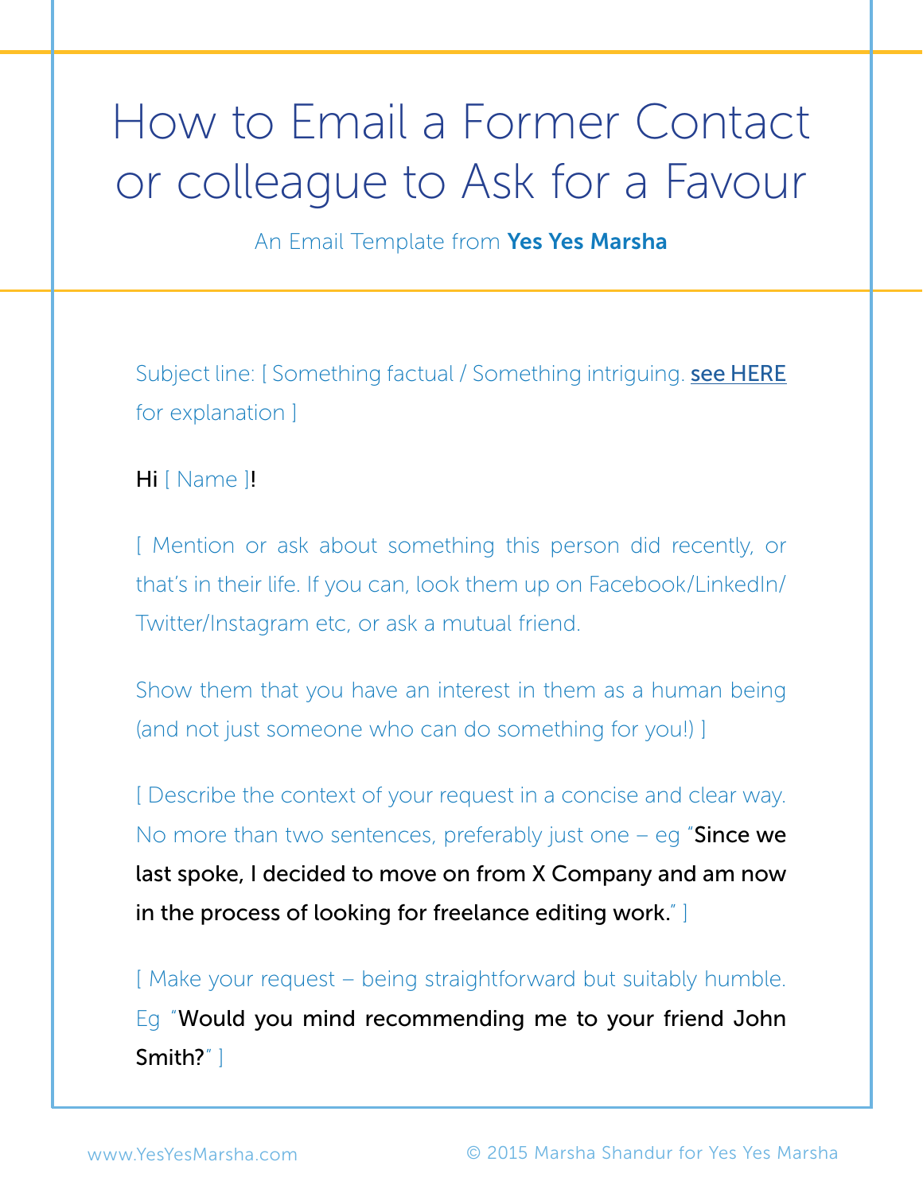# How to Email a Former Contact or colleague to Ask for a Favour

An Email Template from **Yes Yes Marsha**

Subject line: [ Something factual / Something intriguing. see HERE for explanation ]

Hi [ Name ]!

[ Mention or ask about something this person did recently, or that's in their life. If you can, look them up on Facebook/LinkedIn/Twitter/Instagram etc, or ask a mutual friend.

Show them that you have an interest in them as a human being (and not just someone who can do something for you!) ]

[ Describe the context of your request in a concise and clear way. No more than two sentences, preferably just one – eg "Since we last spoke, I decided to move on from X Company and am now in the process of looking for freelance editing work." ]

[ Make your request – being straightforward but suitably humble. Eg "Would you mind recommending me to your friend John Smith?" ]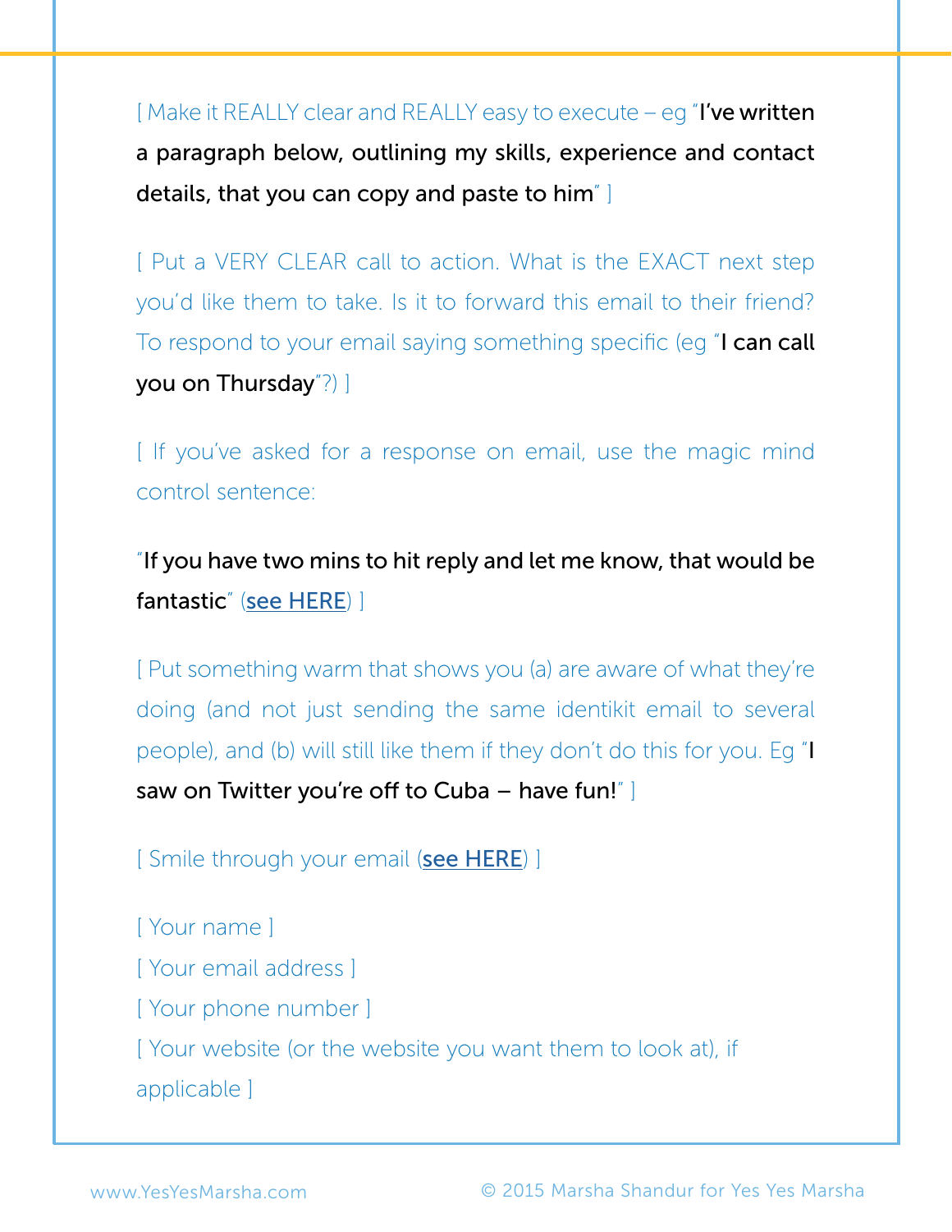[ Make it REALLY clear and REALLY easy to execute – eg "**I've written a paragraph below, outlining my skills, experience and contact details, that you can copy and paste to him**" ]

[ Put a VERY CLEAR call to action. What is the EXACT next step you'd like them to take. Is it to forward this email to their friend? To respond to your email saying something specific (eg "**I can call you on Thursday**"?) ]

[ If you've asked for a response on email, use the magic mind control sentence:

"**If you have two mins to hit reply and let me know, that would be fantastic**" (**see HERE**) ]

[ Put something warm that shows you (a) are aware of what they're doing (and not just sending the same identikit email to several people), and (b) will still like them if they don't do this for you. Eg "**I saw on Twitter you're off to Cuba – have fun!**" ]

[ Smile through your email (**see HERE**) ]

[ Your name ]
[ Your email address ]
[ Your phone number ]
[ Your website (or the website you want them to look at), if applicable ]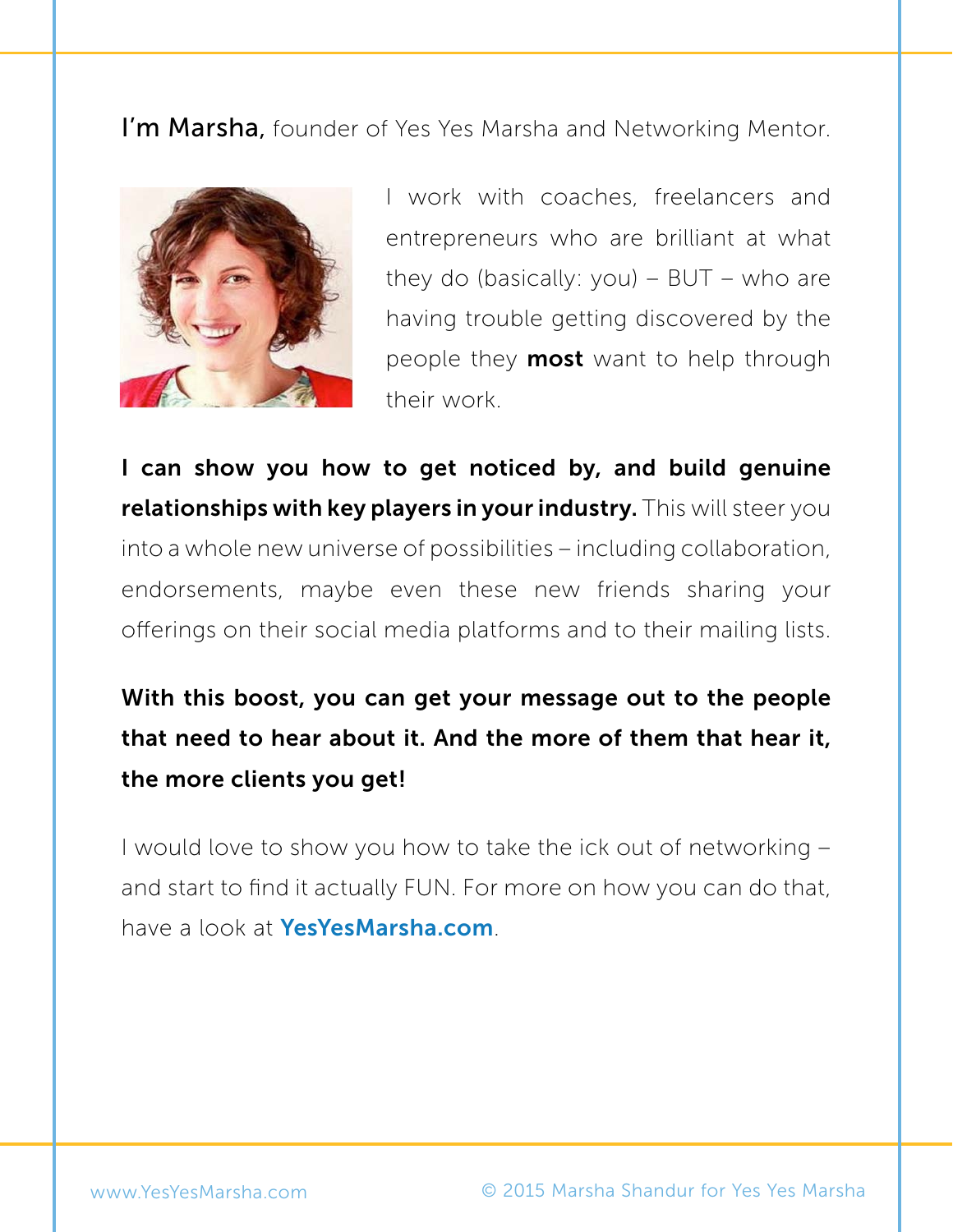**I'm Marsha,** founder of Yes Yes Marsha and Networking Mentor.

I work with coaches, freelancers and entrepreneurs who are brilliant at what they do (basically: you) – BUT – who are having trouble getting discovered by the people they **most** want to help through their work.

**I can show you how to get noticed by, and build genuine relationships with key players in your industry.** This will steer you into a whole new universe of possibilities – including collaboration, endorsements, maybe even these new friends sharing your offerings on their social media platforms and to their mailing lists.

**With this boost, you can get your message out to the people that need to hear about it. And the more of them that hear it, the more clients you get!**

I would love to show you how to take the ick out of networking – and start to find it actually FUN. For more on how you can do that, have a look at **YesYesMarsha.com**.